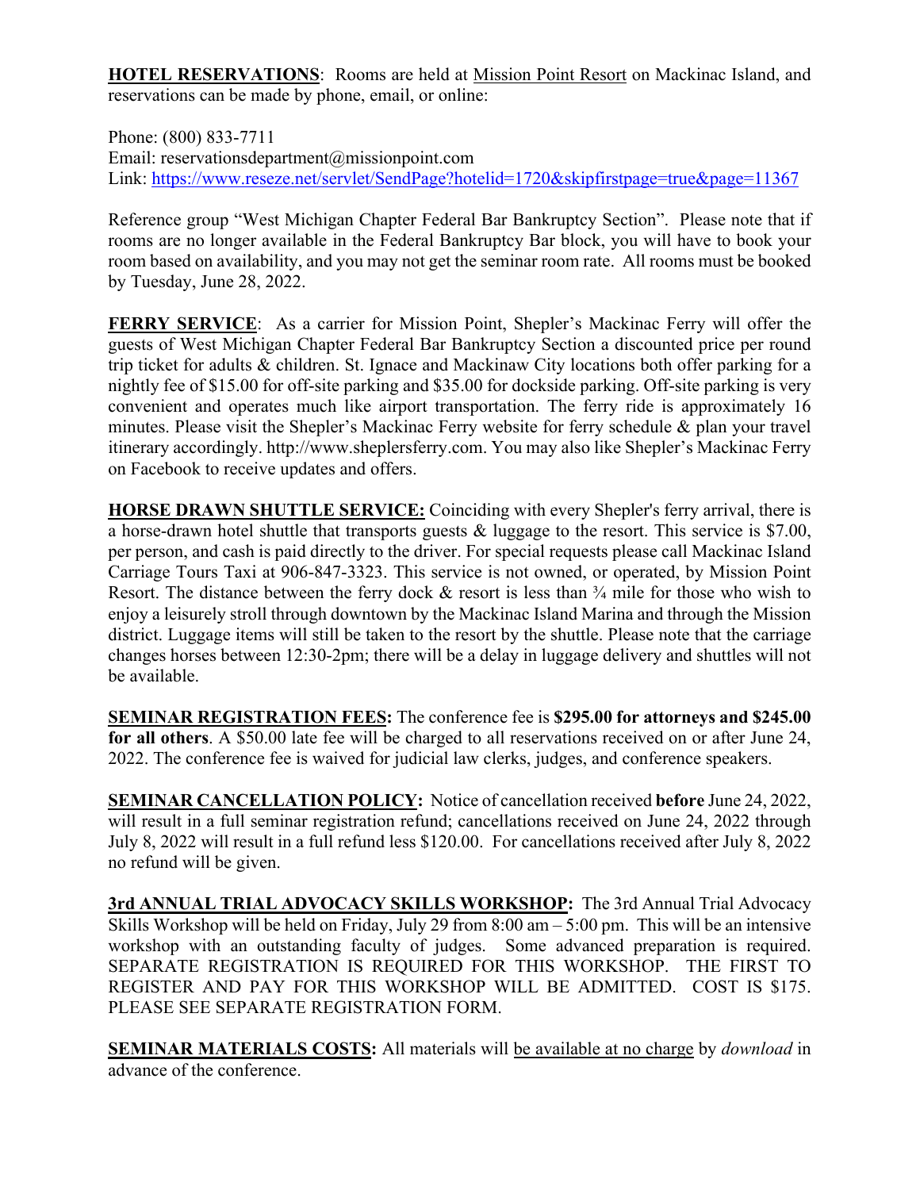**HOTEL RESERVATIONS**: Rooms are held at Mission Point Resort on Mackinac Island, and reservations can be made by phone, email, or online:

Phone: (800) 833-7711
Email: reservationsdepartment@missionpoint.com
Link: https://www.reseze.net/servlet/SendPage?hotelid=1720&skipfirstpage=true&page=11367

Reference group "West Michigan Chapter Federal Bar Bankruptcy Section". Please note that if rooms are no longer available in the Federal Bankruptcy Bar block, you will have to book your room based on availability, and you may not get the seminar room rate. All rooms must be booked by Tuesday, June 28, 2022.

**FERRY SERVICE**: As a carrier for Mission Point, Shepler's Mackinac Ferry will offer the guests of West Michigan Chapter Federal Bar Bankruptcy Section a discounted price per round trip ticket for adults & children. St. Ignace and Mackinaw City locations both offer parking for a nightly fee of $15.00 for off-site parking and $35.00 for dockside parking. Off-site parking is very convenient and operates much like airport transportation. The ferry ride is approximately 16 minutes. Please visit the Shepler's Mackinac Ferry website for ferry schedule & plan your travel itinerary accordingly. http://www.sheplersferry.com. You may also like Shepler's Mackinac Ferry on Facebook to receive updates and offers.

**HORSE DRAWN SHUTTLE SERVICE:** Coinciding with every Shepler's ferry arrival, there is a horse-drawn hotel shuttle that transports guests & luggage to the resort. This service is $7.00, per person, and cash is paid directly to the driver. For special requests please call Mackinac Island Carriage Tours Taxi at 906-847-3323. This service is not owned, or operated, by Mission Point Resort. The distance between the ferry dock & resort is less than ¾ mile for those who wish to enjoy a leisurely stroll through downtown by the Mackinac Island Marina and through the Mission district. Luggage items will still be taken to the resort by the shuttle. Please note that the carriage changes horses between 12:30-2pm; there will be a delay in luggage delivery and shuttles will not be available.

**SEMINAR REGISTRATION FEES:** The conference fee is **$295.00 for attorneys and $245.00 for all others**. A $50.00 late fee will be charged to all reservations received on or after June 24, 2022. The conference fee is waived for judicial law clerks, judges, and conference speakers.

**SEMINAR CANCELLATION POLICY:** Notice of cancellation received **before** June 24, 2022, will result in a full seminar registration refund; cancellations received on June 24, 2022 through July 8, 2022 will result in a full refund less $120.00. For cancellations received after July 8, 2022 no refund will be given.

**3rd ANNUAL TRIAL ADVOCACY SKILLS WORKSHOP:** The 3rd Annual Trial Advocacy Skills Workshop will be held on Friday, July 29 from 8:00 am – 5:00 pm. This will be an intensive workshop with an outstanding faculty of judges. Some advanced preparation is required. SEPARATE REGISTRATION IS REQUIRED FOR THIS WORKSHOP. THE FIRST TO REGISTER AND PAY FOR THIS WORKSHOP WILL BE ADMITTED. COST IS $175. PLEASE SEE SEPARATE REGISTRATION FORM.

**SEMINAR MATERIALS COSTS:** All materials will be available at no charge by *download* in advance of the conference.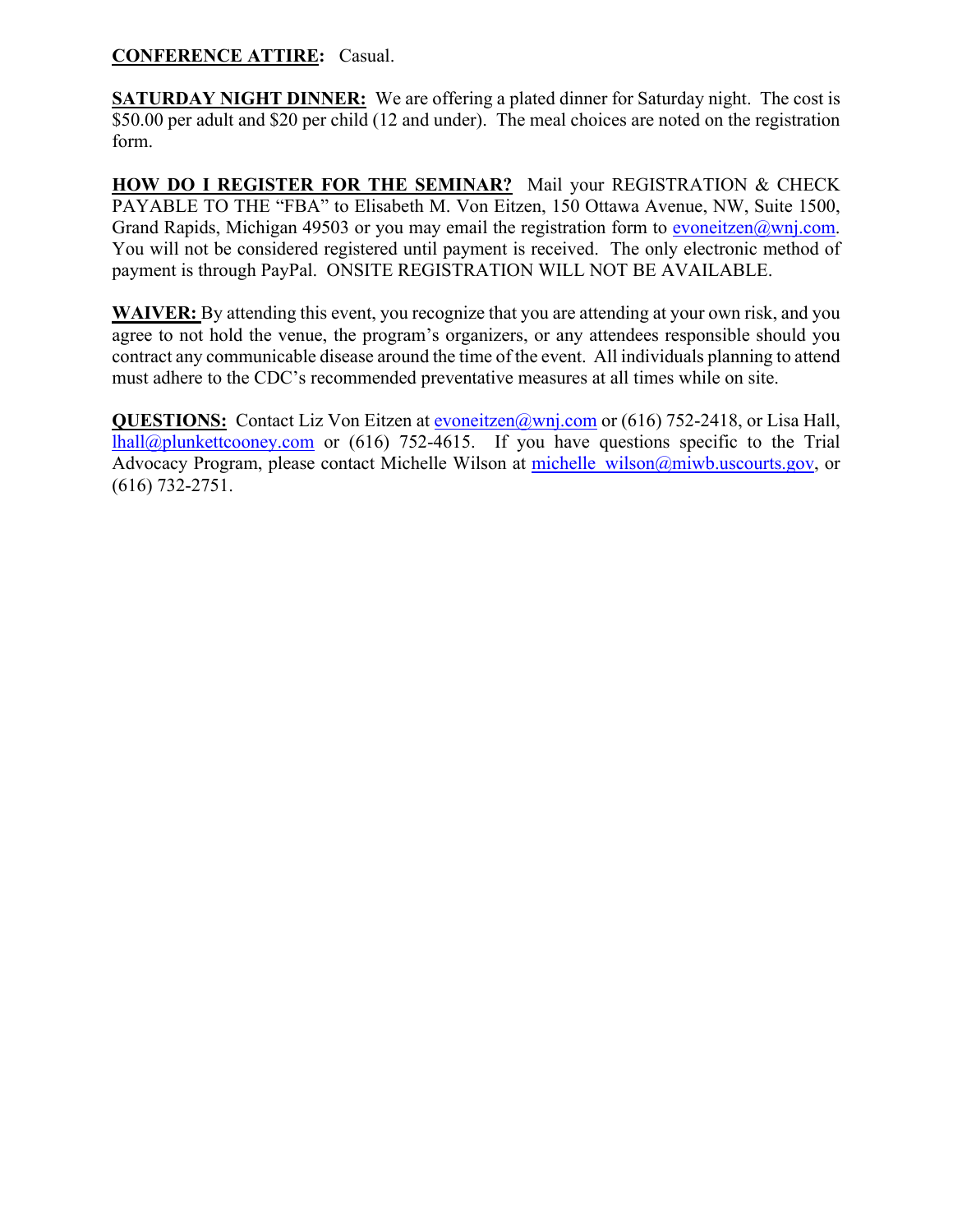**CONFERENCE ATTIRE:** Casual.

**SATURDAY NIGHT DINNER:** We are offering a plated dinner for Saturday night. The cost is $50.00 per adult and $20 per child (12 and under). The meal choices are noted on the registration form.

**HOW DO I REGISTER FOR THE SEMINAR?** Mail your REGISTRATION & CHECK PAYABLE TO THE "FBA" to Elisabeth M. Von Eitzen, 150 Ottawa Avenue, NW, Suite 1500, Grand Rapids, Michigan 49503 or you may email the registration form to evoneitzen@wnj.com. You will not be considered registered until payment is received. The only electronic method of payment is through PayPal. ONSITE REGISTRATION WILL NOT BE AVAILABLE.

**WAIVER:** By attending this event, you recognize that you are attending at your own risk, and you agree to not hold the venue, the program's organizers, or any attendees responsible should you contract any communicable disease around the time of the event. All individuals planning to attend must adhere to the CDC's recommended preventative measures at all times while on site.

**QUESTIONS:** Contact Liz Von Eitzen at evoneitzen@wnj.com or (616) 752-2418, or Lisa Hall, lhall@plunkettcooney.com or (616) 752-4615. If you have questions specific to the Trial Advocacy Program, please contact Michelle Wilson at michelle_wilson@miwb.uscourts.gov, or (616) 732-2751.